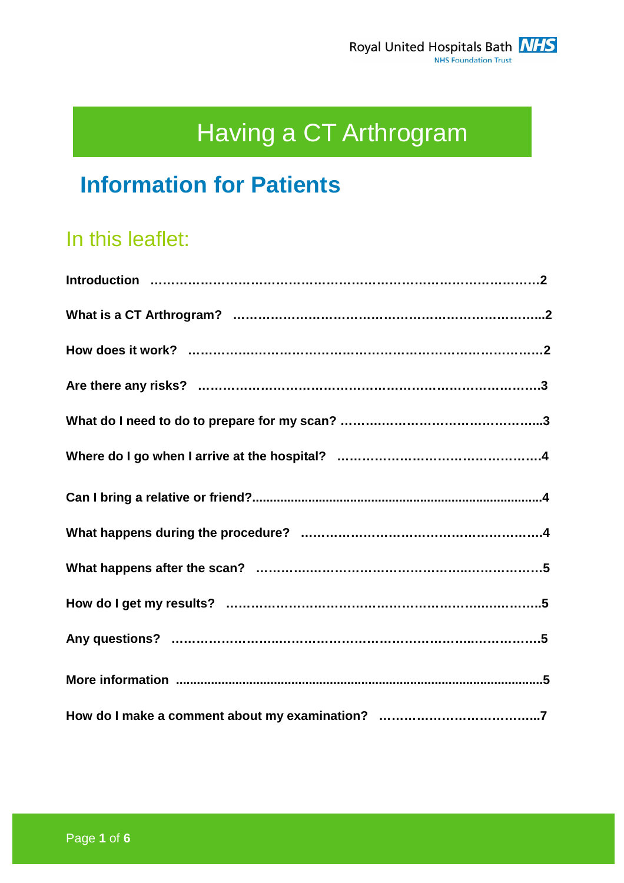Royal United Hospitals Bath NHS Foundation Trust

# Having a CT Arthrogram

## Information for Patients

### In this leaflet:

**Introduction** ……………………………………………………………………………2

**What is a CT Arthrogram?** ……………………………………………………………..2

**How does it work?** ……………………………………………………………………….2

**Are there any risks?** ……………………………………………………………………..3

**What do I need to do to prepare for my scan?** ……………………………………..3

**Where do I go when I arrive at the hospital?** ………………………………………..4

**Can I bring a relative or friend?**……………………………………………………….4

**What happens during the procedure?** ………………………………………………..4

**What happens after the scan?** …………………………………………………………5

**How do I get my results?** ……………………………………………………………….5

**Any questions?** …………………………………………………………………………..5

**More information** …………………………………………………………………………5

**How do I make a comment about my examination?** ………………………………..7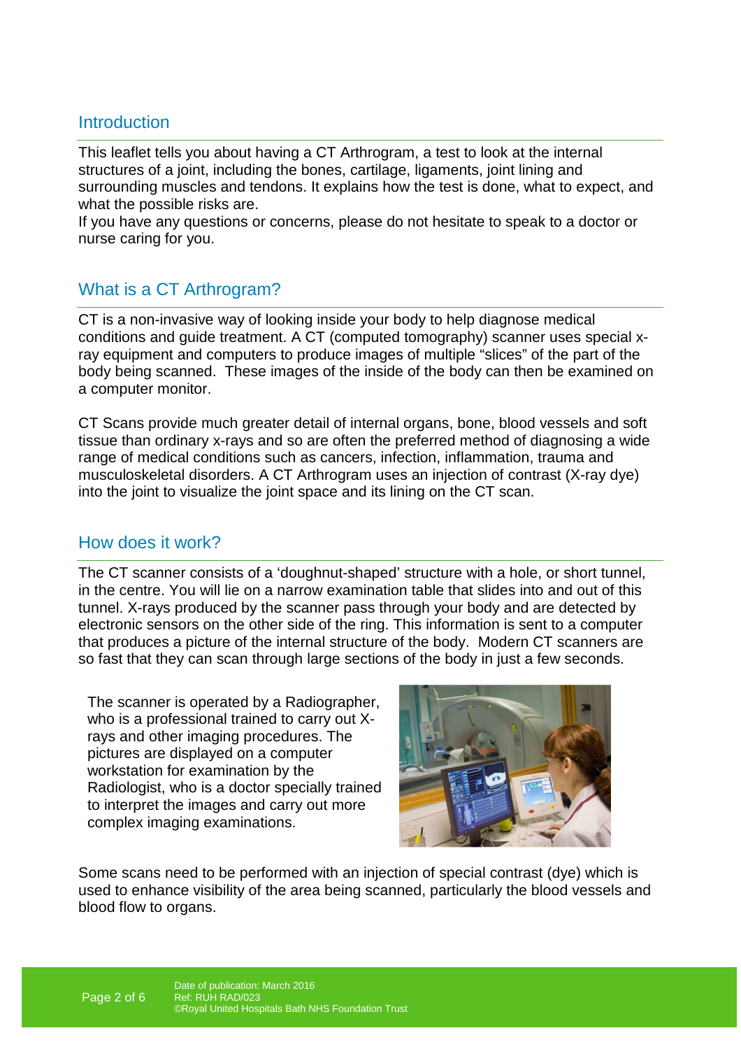## Introduction

This leaflet tells you about having a CT Arthrogram, a test to look at the internal structures of a joint, including the bones, cartilage, ligaments, joint lining and surrounding muscles and tendons. It explains how the test is done, what to expect, and what the possible risks are.
If you have any questions or concerns, please do not hesitate to speak to a doctor or nurse caring for you.

## What is a CT Arthrogram?

CT is a non-invasive way of looking inside your body to help diagnose medical conditions and guide treatment. A CT (computed tomography) scanner uses special x-ray equipment and computers to produce images of multiple "slices" of the part of the body being scanned. These images of the inside of the body can then be examined on a computer monitor.

CT Scans provide much greater detail of internal organs, bone, blood vessels and soft tissue than ordinary x-rays and so are often the preferred method of diagnosing a wide range of medical conditions such as cancers, infection, inflammation, trauma and musculoskeletal disorders. A CT Arthrogram uses an injection of contrast (X-ray dye) into the joint to visualize the joint space and its lining on the CT scan.

## How does it work?

The CT scanner consists of a 'doughnut-shaped' structure with a hole, or short tunnel, in the centre. You will lie on a narrow examination table that slides into and out of this tunnel. X-rays produced by the scanner pass through your body and are detected by electronic sensors on the other side of the ring. This information is sent to a computer that produces a picture of the internal structure of the body. Modern CT scanners are so fast that they can scan through large sections of the body in just a few seconds.

The scanner is operated by a Radiographer, who is a professional trained to carry out X-rays and other imaging procedures. The pictures are displayed on a computer workstation for examination by the Radiologist, who is a doctor specially trained to interpret the images and carry out more complex imaging examinations.

Some scans need to be performed with an injection of special contrast (dye) which is used to enhance visibility of the area being scanned, particularly the blood vessels and blood flow to organs.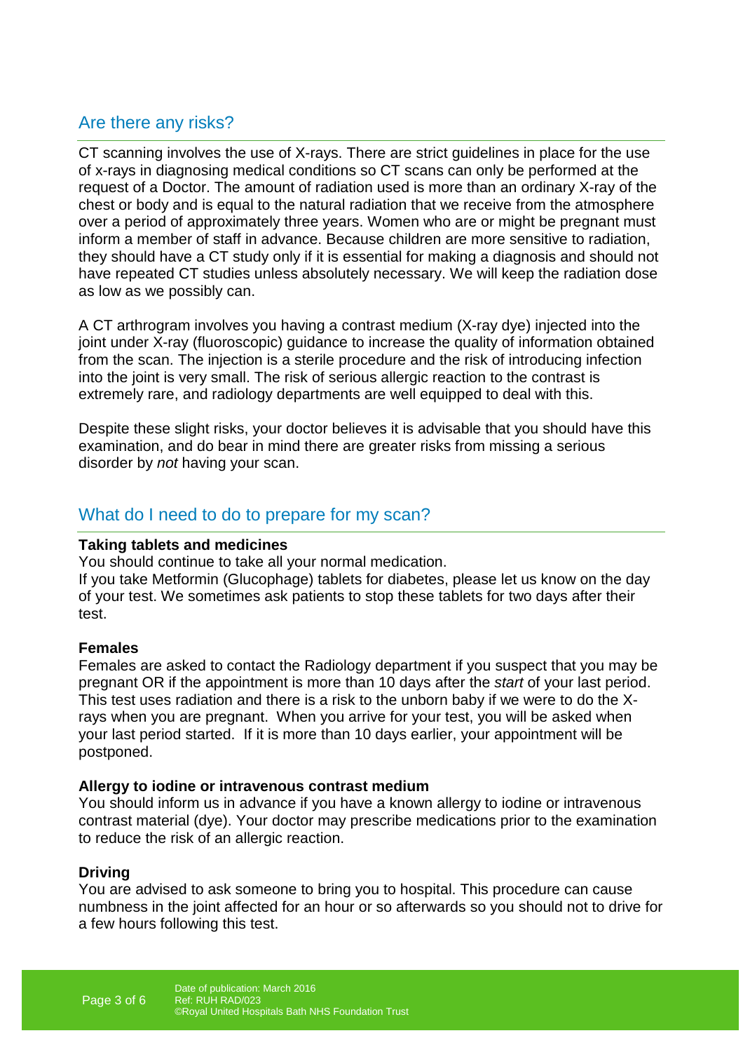## Are there any risks?

CT scanning involves the use of X-rays. There are strict guidelines in place for the use of x-rays in diagnosing medical conditions so CT scans can only be performed at the request of a Doctor. The amount of radiation used is more than an ordinary X-ray of the chest or body and is equal to the natural radiation that we receive from the atmosphere over a period of approximately three years. Women who are or might be pregnant must inform a member of staff in advance. Because children are more sensitive to radiation, they should have a CT study only if it is essential for making a diagnosis and should not have repeated CT studies unless absolutely necessary. We will keep the radiation dose as low as we possibly can.

A CT arthrogram involves you having a contrast medium (X-ray dye) injected into the joint under X-ray (fluoroscopic) guidance to increase the quality of information obtained from the scan. The injection is a sterile procedure and the risk of introducing infection into the joint is very small. The risk of serious allergic reaction to the contrast is extremely rare, and radiology departments are well equipped to deal with this.

Despite these slight risks, your doctor believes it is advisable that you should have this examination, and do bear in mind there are greater risks from missing a serious disorder by *not* having your scan.

## What do I need to do to prepare for my scan?

**Taking tablets and medicines**
You should continue to take all your normal medication.
If you take Metformin (Glucophage) tablets for diabetes, please let us know on the day of your test. We sometimes ask patients to stop these tablets for two days after their test.

**Females**
Females are asked to contact the Radiology department if you suspect that you may be pregnant OR if the appointment is more than 10 days after the *start* of your last period. This test uses radiation and there is a risk to the unborn baby if we were to do the X-rays when you are pregnant. When you arrive for your test, you will be asked when your last period started. If it is more than 10 days earlier, your appointment will be postponed.

**Allergy to iodine or intravenous contrast medium**
You should inform us in advance if you have a known allergy to iodine or intravenous contrast material (dye). Your doctor may prescribe medications prior to the examination to reduce the risk of an allergic reaction.

**Driving**
You are advised to ask someone to bring you to hospital. This procedure can cause numbness in the joint affected for an hour or so afterwards so you should not to drive for a few hours following this test.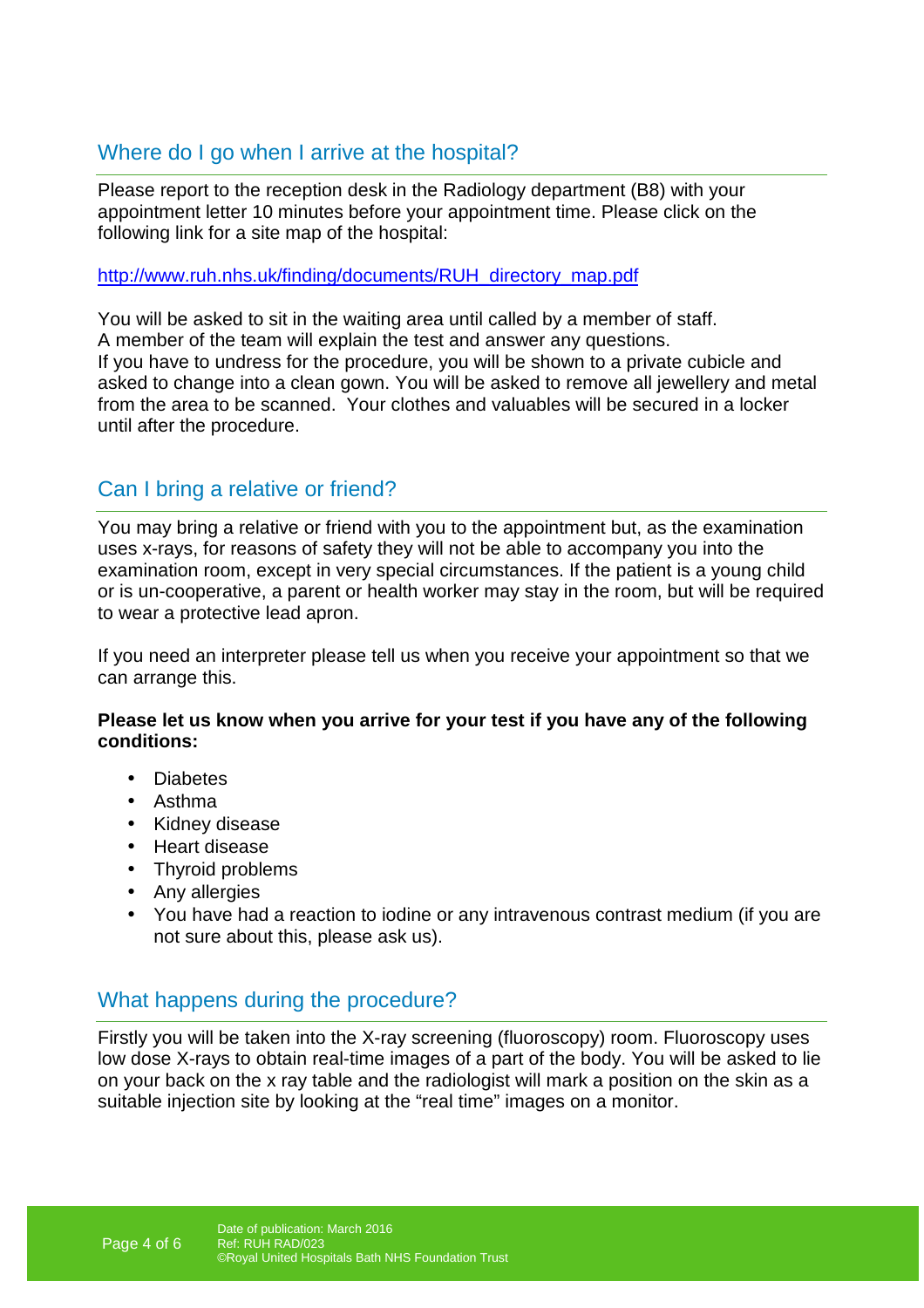## Where do I go when I arrive at the hospital?

Please report to the reception desk in the Radiology department (B8) with your appointment letter 10 minutes before your appointment time. Please click on the following link for a site map of the hospital:

http://www.ruh.nhs.uk/finding/documents/RUH_directory_map.pdf

You will be asked to sit in the waiting area until called by a member of staff.
A member of the team will explain the test and answer any questions.
If you have to undress for the procedure, you will be shown to a private cubicle and asked to change into a clean gown. You will be asked to remove all jewellery and metal from the area to be scanned. Your clothes and valuables will be secured in a locker until after the procedure.

## Can I bring a relative or friend?

You may bring a relative or friend with you to the appointment but, as the examination uses x-rays, for reasons of safety they will not be able to accompany you into the examination room, except in very special circumstances. If the patient is a young child or is un-cooperative, a parent or health worker may stay in the room, but will be required to wear a protective lead apron.

If you need an interpreter please tell us when you receive your appointment so that we can arrange this.

**Please let us know when you arrive for your test if you have any of the following conditions:**

- Diabetes
- Asthma
- Kidney disease
- Heart disease
- Thyroid problems
- Any allergies
- You have had a reaction to iodine or any intravenous contrast medium (if you are not sure about this, please ask us).

## What happens during the procedure?

Firstly you will be taken into the X-ray screening (fluoroscopy) room. Fluoroscopy uses low dose X-rays to obtain real-time images of a part of the body. You will be asked to lie on your back on the x ray table and the radiologist will mark a position on the skin as a suitable injection site by looking at the “real time” images on a monitor.

Date of publication: March 2016
Ref: RUH RAD/023
©Royal United Hospitals Bath NHS Foundation Trust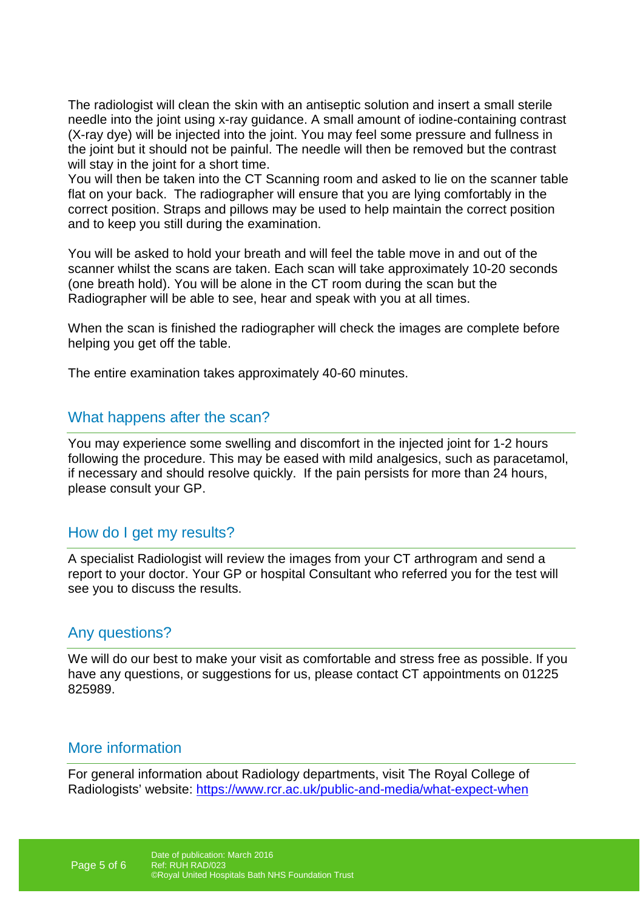The radiologist will clean the skin with an antiseptic solution and insert a small sterile needle into the joint using x-ray guidance. A small amount of iodine-containing contrast (X-ray dye) will be injected into the joint. You may feel some pressure and fullness in the joint but it should not be painful. The needle will then be removed but the contrast will stay in the joint for a short time.

You will then be taken into the CT Scanning room and asked to lie on the scanner table flat on your back. The radiographer will ensure that you are lying comfortably in the correct position. Straps and pillows may be used to help maintain the correct position and to keep you still during the examination.

You will be asked to hold your breath and will feel the table move in and out of the scanner whilst the scans are taken. Each scan will take approximately 10-20 seconds (one breath hold). You will be alone in the CT room during the scan but the Radiographer will be able to see, hear and speak with you at all times.

When the scan is finished the radiographer will check the images are complete before helping you get off the table.

The entire examination takes approximately 40-60 minutes.

## What happens after the scan?

You may experience some swelling and discomfort in the injected joint for 1-2 hours following the procedure. This may be eased with mild analgesics, such as paracetamol, if necessary and should resolve quickly. If the pain persists for more than 24 hours, please consult your GP.

## How do I get my results?

A specialist Radiologist will review the images from your CT arthrogram and send a report to your doctor. Your GP or hospital Consultant who referred you for the test will see you to discuss the results.

## Any questions?

We will do our best to make your visit as comfortable and stress free as possible. If you have any questions, or suggestions for us, please contact CT appointments on 01225 825989.

## More information

For general information about Radiology departments, visit The Royal College of Radiologists' website: [https://www.rcr.ac.uk/public-and-media/what-expect-when](https://www.rcr.ac.uk/public-and-media/what-expect-when)

Date of publication: March 2016
Ref: RUH RAD/023
©Royal United Hospitals Bath NHS Foundation Trust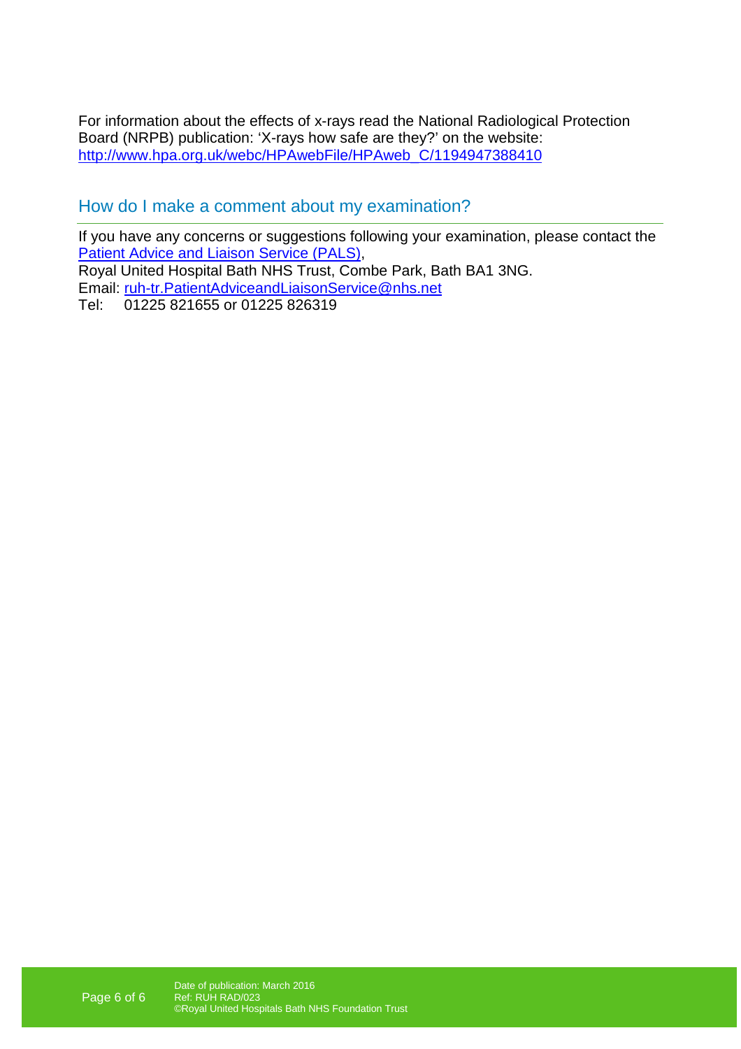For information about the effects of x-rays read the National Radiological Protection Board (NRPB) publication: 'X-rays how safe are they?' on the website: http://www.hpa.org.uk/webc/HPAwebFile/HPAweb_C/1194947388410

## How do I make a comment about my examination?

If you have any concerns or suggestions following your examination, please contact the Patient Advice and Liaison Service (PALS),
Royal United Hospital Bath NHS Trust, Combe Park, Bath BA1 3NG.
Email: ruh-tr.PatientAdviceandLiaisonService@nhs.net
Tel: 01225 821655 or 01225 826319

Date of publication: March 2016
Ref: RUH RAD/023
©Royal United Hospitals Bath NHS Foundation Trust